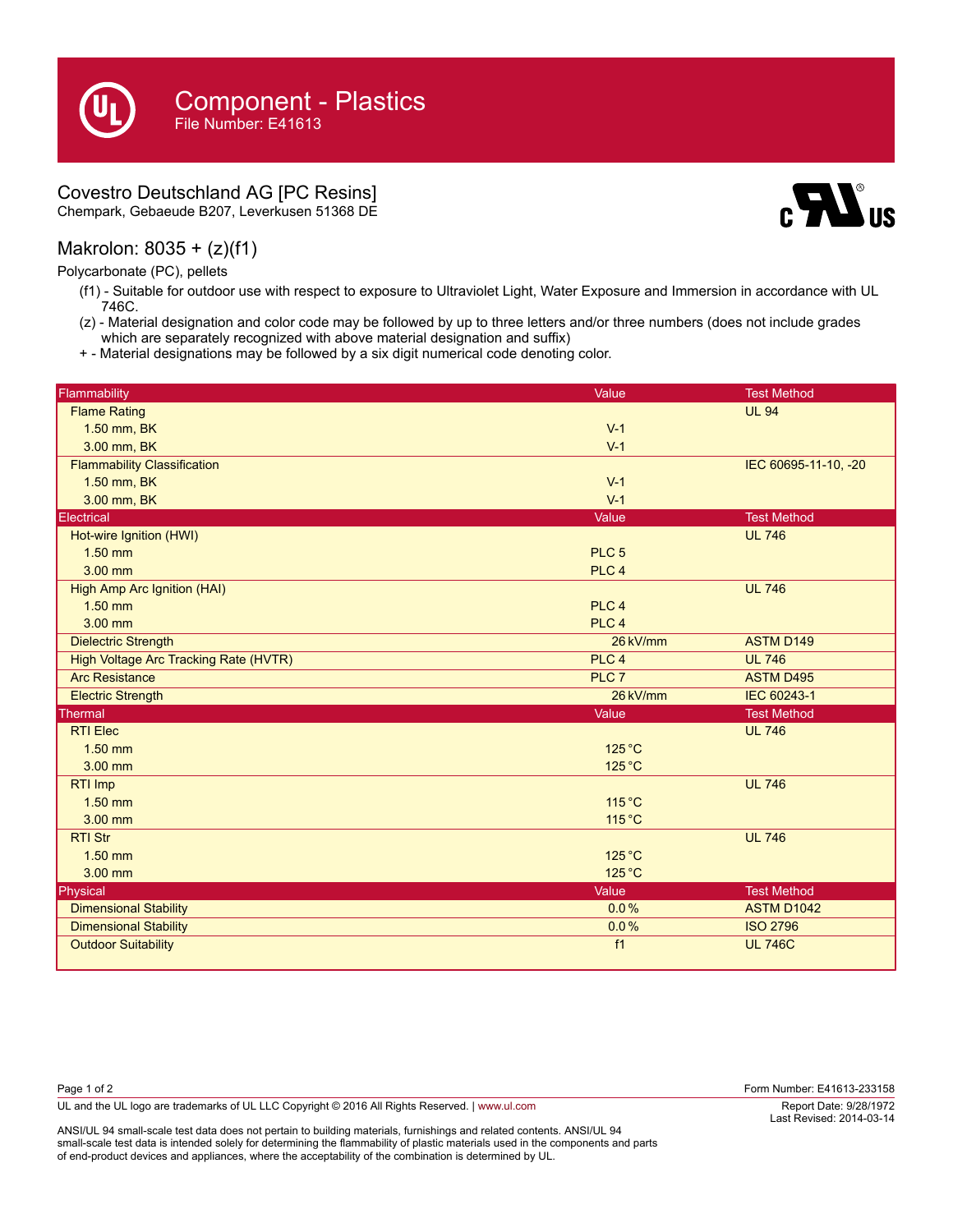# Component - Plastics

File Number: E41613

## Covestro Deutschland AG [PC Resins]

Chempark, Gebaeude B207, Leverkusen 51368 DE

## Makrolon: 8035 + (z)(f1)

Polycarbonate (PC), pellets

- (f1) - Suitable for outdoor use with respect to exposure to Ultraviolet Light, Water Exposure and Immersion in accordance with UL 746C.
- (z) - Material designation and color code may be followed by up to three letters and/or three numbers (does not include grades which are separately recognized with above material designation and suffix)
- + - Material designations may be followed by a six digit numerical code denoting color.

| Flammability | Value | Test Method |
|---|---|---|
| Flame Rating | | UL 94 |
| 1.50 mm, BK | V-1 | |
| 3.00 mm, BK | V-1 | |
| Flammability Classification | | IEC 60695-11-10, -20 |
| 1.50 mm, BK | V-1 | |
| 3.00 mm, BK | V-1 | |
| **Electrical** | **Value** | **Test Method** |
| Hot-wire Ignition (HWI) | | UL 746 |
| 1.50 mm | PLC 5 | |
| 3.00 mm | PLC 4 | |
| High Amp Arc Ignition (HAI) | | UL 746 |
| 1.50 mm | PLC 4 | |
| 3.00 mm | PLC 4 | |
| Dielectric Strength | 26 kV/mm | ASTM D149 |
| High Voltage Arc Tracking Rate (HVTR) | PLC 4 | UL 746 |
| Arc Resistance | PLC 7 | ASTM D495 |
| Electric Strength | 26 kV/mm | IEC 60243-1 |
| **Thermal** | **Value** | **Test Method** |
| RTI Elec | | UL 746 |
| 1.50 mm | 125 °C | |
| 3.00 mm | 125 °C | |
| RTI Imp | | UL 746 |
| 1.50 mm | 115 °C | |
| 3.00 mm | 115 °C | |
| RTI Str | | UL 746 |
| 1.50 mm | 125 °C | |
| 3.00 mm | 125 °C | |
| **Physical** | **Value** | **Test Method** |
| Dimensional Stability | 0.0 % | ASTM D1042 |
| Dimensional Stability | 0.0 % | ISO 2796 |
| Outdoor Suitability | f1 | UL 746C |

Form Number: E41613-233158

UL and the UL logo are trademarks of UL LLC Copyright © 2016 All Rights Reserved. | www.ul.com

Report Date: 9/28/1972
Last Revised: 2014-03-14

ANSI/UL 94 small-scale test data does not pertain to building materials, furnishings and related contents. ANSI/UL 94 small-scale test data is intended solely for determining the flammability of plastic materials used in the components and parts of end-product devices and appliances, where the acceptability of the combination is determined by UL.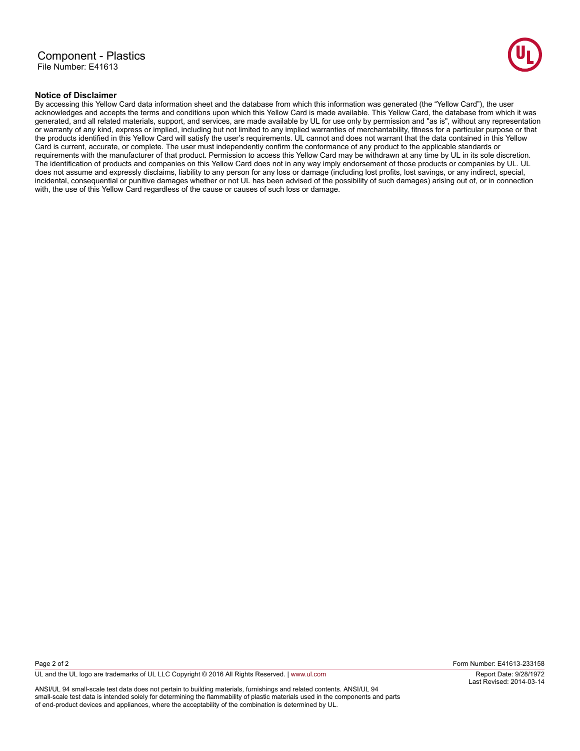## Notice of Disclaimer

By accessing this Yellow Card data information sheet and the database from which this information was generated (the "Yellow Card"), the user acknowledges and accepts the terms and conditions upon which this Yellow Card is made available. This Yellow Card, the database from which it was generated, and all related materials, support, and services, are made available by UL for use only by permission and "as is", without any representation or warranty of any kind, express or implied, including but not limited to any implied warranties of merchantability, fitness for a particular purpose or that the products identified in this Yellow Card will satisfy the user's requirements. UL cannot and does not warrant that the data contained in this Yellow Card is current, accurate, or complete. The user must independently confirm the conformance of any product to the applicable standards or requirements with the manufacturer of that product. Permission to access this Yellow Card may be withdrawn at any time by UL in its sole discretion. The identification of products and companies on this Yellow Card does not in any way imply endorsement of those products or companies by UL. UL does not assume and expressly disclaims, liability to any person for any loss or damage (including lost profits, lost savings, or any indirect, special, incidental, consequential or punitive damages whether or not UL has been advised of the possibility of such damages) arising out of, or in connection with, the use of this Yellow Card regardless of the cause or causes of such loss or damage.

ANSI/UL 94 small-scale test data does not pertain to building materials, furnishings and related contents. ANSI/UL 94 small-scale test data is intended solely for determining the flammability of plastic materials used in the components and parts of end-product devices and appliances, where the acceptability of the combination is determined by UL.